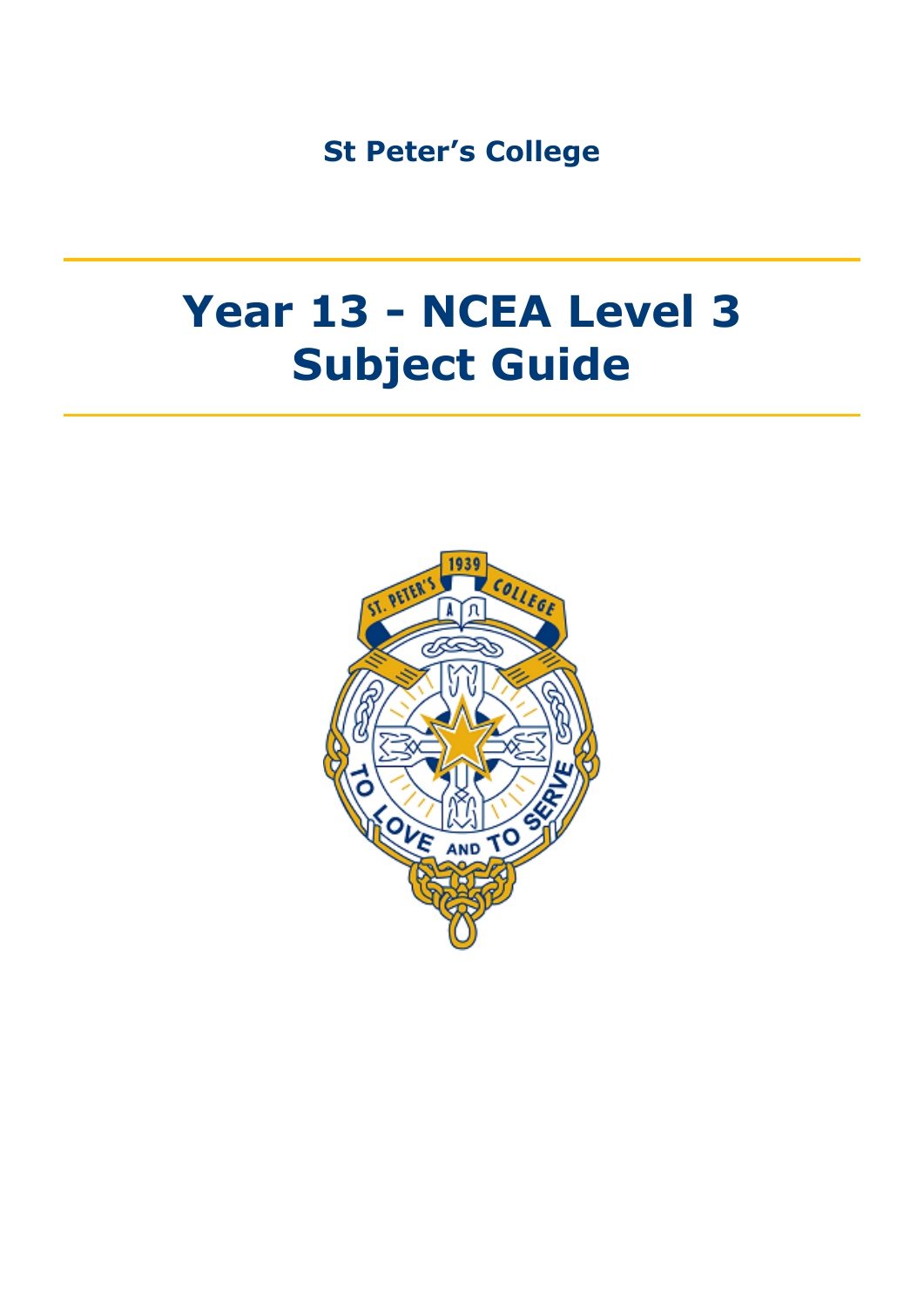St Peter's College

# Year 13 - NCEA Level 3 Subject Guide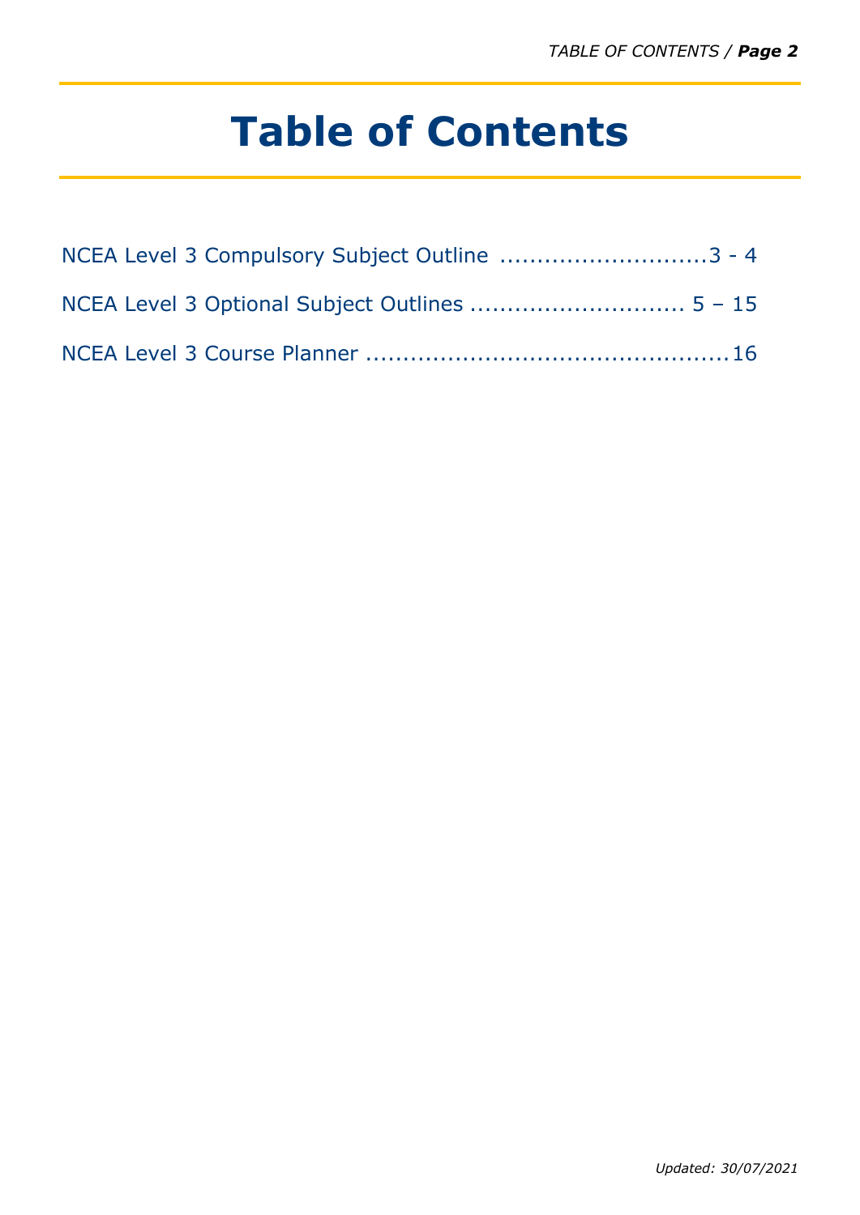# Table of Contents

NCEA Level 3 Compulsory Subject Outline ............................3 - 4

NCEA Level 3 Optional Subject Outlines ............................ 5 – 15

NCEA Level 3 Course Planner ................................................16

*Updated: 30/07/2021*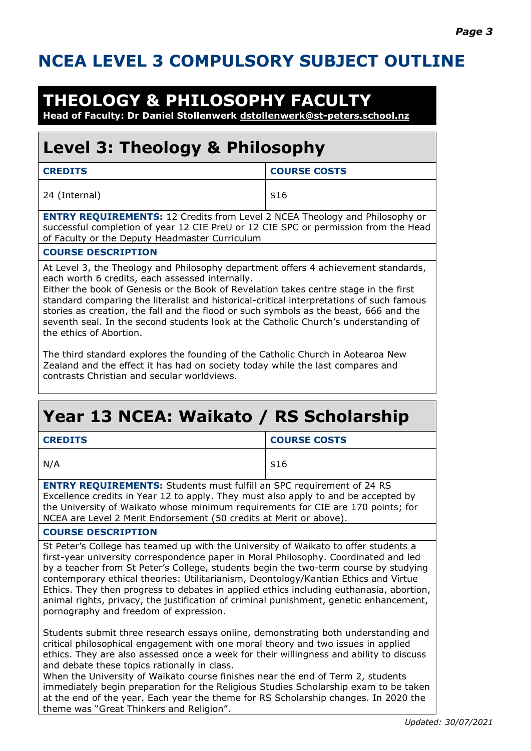# NCEA LEVEL 3 COMPULSORY SUBJECT OUTLINE

## THEOLOGY & PHILOSOPHY FACULTY

**Head of Faculty: Dr Daniel Stollenwerk dstollenwerk@st-peters.school.nz**

## Level 3: Theology & Philosophy

| CREDITS | COURSE COSTS |
| --- | --- |
| 24 (Internal) | $16 |

**ENTRY REQUIREMENTS:** 12 Credits from Level 2 NCEA Theology and Philosophy or successful completion of year 12 CIE PreU or 12 CIE SPC or permission from the Head of Faculty or the Deputy Headmaster Curriculum

**COURSE DESCRIPTION**

At Level 3, the Theology and Philosophy department offers 4 achievement standards, each worth 6 credits, each assessed internally.
Either the book of Genesis or the Book of Revelation takes centre stage in the first standard comparing the literalist and historical-critical interpretations of such famous stories as creation, the fall and the flood or such symbols as the beast, 666 and the seventh seal. In the second students look at the Catholic Church's understanding of the ethics of Abortion.

The third standard explores the founding of the Catholic Church in Aotearoa New Zealand and the effect it has had on society today while the last compares and contrasts Christian and secular worldviews.

## Year 13 NCEA: Waikato / RS Scholarship

| CREDITS | COURSE COSTS |
| --- | --- |
| N/A | $16 |

**ENTRY REQUIREMENTS:** Students must fulfill an SPC requirement of 24 RS Excellence credits in Year 12 to apply. They must also apply to and be accepted by the University of Waikato whose minimum requirements for CIE are 170 points; for NCEA are Level 2 Merit Endorsement (50 credits at Merit or above).

**COURSE DESCRIPTION**

St Peter's College has teamed up with the University of Waikato to offer students a first-year university correspondence paper in Moral Philosophy. Coordinated and led by a teacher from St Peter's College, students begin the two-term course by studying contemporary ethical theories: Utilitarianism, Deontology/Kantian Ethics and Virtue Ethics. They then progress to debates in applied ethics including euthanasia, abortion, animal rights, privacy, the justification of criminal punishment, genetic enhancement, pornography and freedom of expression.

Students submit three research essays online, demonstrating both understanding and critical philosophical engagement with one moral theory and two issues in applied ethics. They are also assessed once a week for their willingness and ability to discuss and debate these topics rationally in class.
When the University of Waikato course finishes near the end of Term 2, students immediately begin preparation for the Religious Studies Scholarship exam to be taken at the end of the year. Each year the theme for RS Scholarship changes. In 2020 the theme was "Great Thinkers and Religion".

*Updated: 30/07/2021*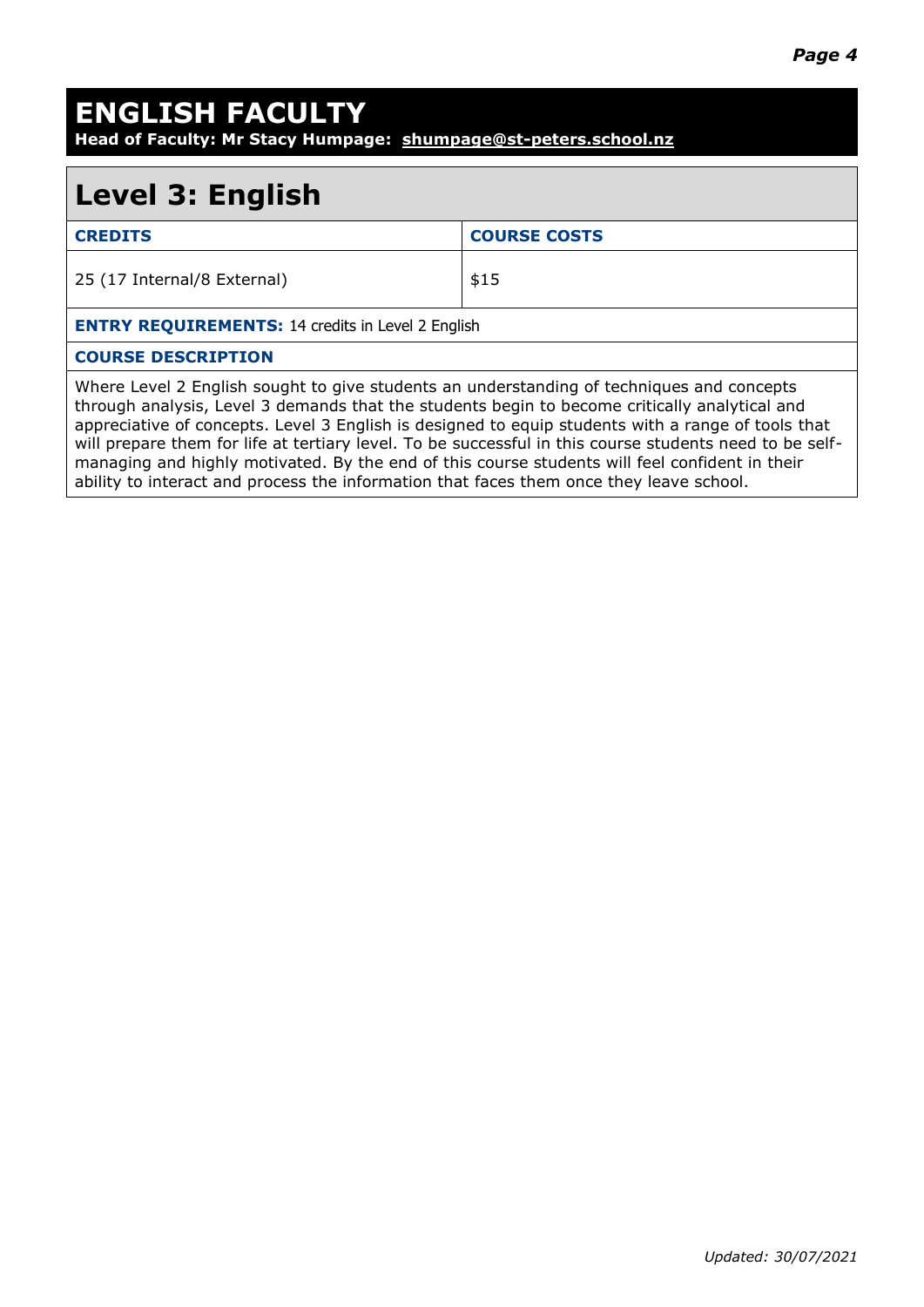# ENGLISH FACULTY

**Head of Faculty: Mr Stacy Humpage: shumpage@st-peters.school.nz**

## Level 3: English

| CREDITS | COURSE COSTS |
| --- | --- |
| 25 (17 Internal/8 External) | $15 |

**ENTRY REQUIREMENTS:** 14 credits in Level 2 English

**COURSE DESCRIPTION**

Where Level 2 English sought to give students an understanding of techniques and concepts through analysis, Level 3 demands that the students begin to become critically analytical and appreciative of concepts. Level 3 English is designed to equip students with a range of tools that will prepare them for life at tertiary level. To be successful in this course students need to be self-managing and highly motivated. By the end of this course students will feel confident in their ability to interact and process the information that faces them once they leave school.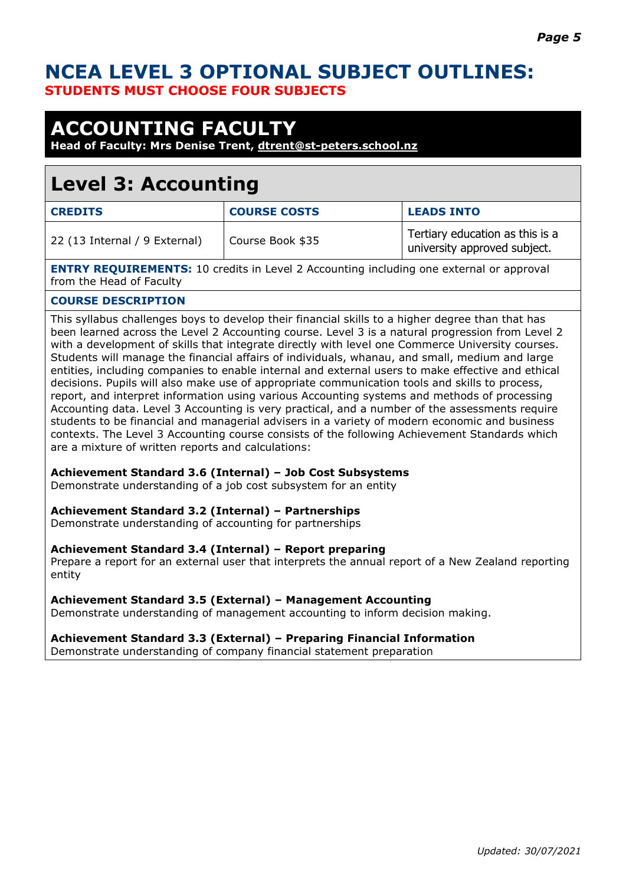# NCEA LEVEL 3 OPTIONAL SUBJECT OUTLINES:

**STUDENTS MUST CHOOSE FOUR SUBJECTS**

## ACCOUNTING FACULTY

**Head of Faculty: Mrs Denise Trent, dtrent@st-peters.school.nz**

## Level 3: Accounting

| CREDITS | COURSE COSTS | LEADS INTO |
| --- | --- | --- |
| 22 (13 Internal / 9 External) | Course Book $35 | Tertiary education as this is a university approved subject. |

**ENTRY REQUIREMENTS:** 10 credits in Level 2 Accounting including one external or approval from the Head of Faculty

**COURSE DESCRIPTION**

This syllabus challenges boys to develop their financial skills to a higher degree than that has been learned across the Level 2 Accounting course. Level 3 is a natural progression from Level 2 with a development of skills that integrate directly with level one Commerce University courses. Students will manage the financial affairs of individuals, whanau, and small, medium and large entities, including companies to enable internal and external users to make effective and ethical decisions. Pupils will also make use of appropriate communication tools and skills to process, report, and interpret information using various Accounting systems and methods of processing Accounting data. Level 3 Accounting is very practical, and a number of the assessments require students to be financial and managerial advisers in a variety of modern economic and business contexts. The Level 3 Accounting course consists of the following Achievement Standards which are a mixture of written reports and calculations:

**Achievement Standard 3.6 (Internal) – Job Cost Subsystems**
Demonstrate understanding of a job cost subsystem for an entity

**Achievement Standard 3.2 (Internal) – Partnerships**
Demonstrate understanding of accounting for partnerships

**Achievement Standard 3.4 (Internal) – Report preparing**
Prepare a report for an external user that interprets the annual report of a New Zealand reporting entity

**Achievement Standard 3.5 (External) – Management Accounting**
Demonstrate understanding of management accounting to inform decision making.

**Achievement Standard 3.3 (External) – Preparing Financial Information**
Demonstrate understanding of company financial statement preparation

*Updated: 30/07/2021*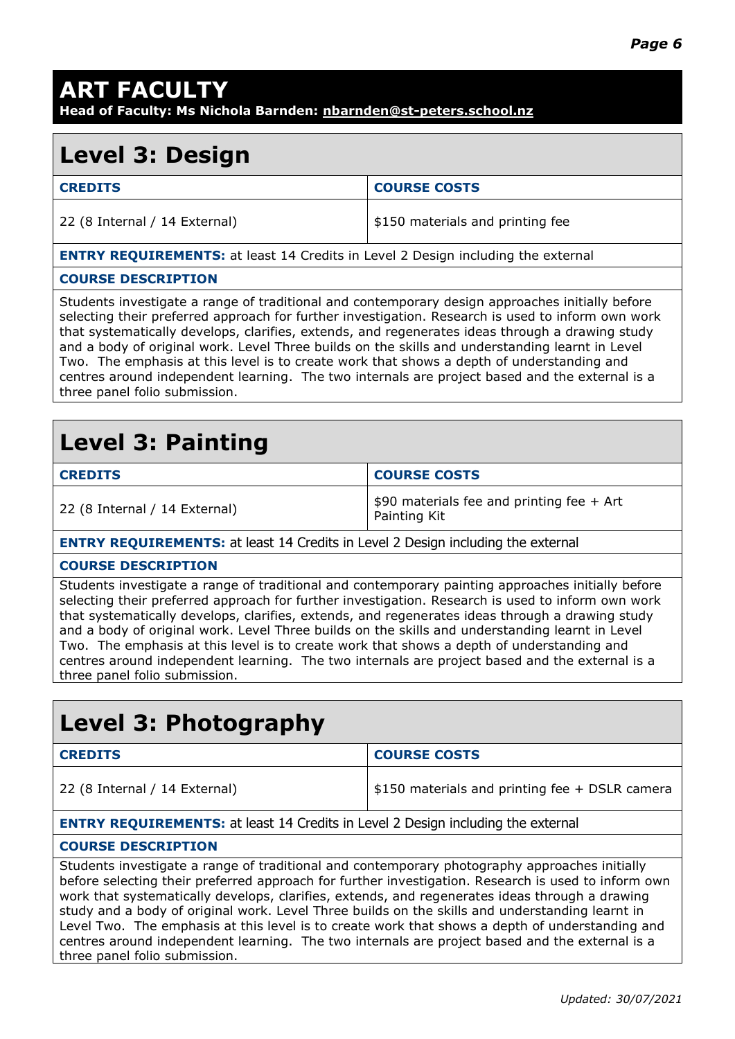# ART FACULTY

**Head of Faculty: Ms Nichola Barnden: nbarnden@st-peters.school.nz**

## Level 3: Design

| CREDITS | COURSE COSTS |
|---|---|
| 22 (8 Internal / 14 External) | $150 materials and printing fee |

**ENTRY REQUIREMENTS:** at least 14 Credits in Level 2 Design including the external

**COURSE DESCRIPTION**

Students investigate a range of traditional and contemporary design approaches initially before selecting their preferred approach for further investigation. Research is used to inform own work that systematically develops, clarifies, extends, and regenerates ideas through a drawing study and a body of original work. Level Three builds on the skills and understanding learnt in Level Two. The emphasis at this level is to create work that shows a depth of understanding and centres around independent learning. The two internals are project based and the external is a three panel folio submission.

## Level 3: Painting

| CREDITS | COURSE COSTS |
|---|---|
| 22 (8 Internal / 14 External) | $90 materials fee and printing fee + Art Painting Kit |

**ENTRY REQUIREMENTS:** at least 14 Credits in Level 2 Design including the external

**COURSE DESCRIPTION**

Students investigate a range of traditional and contemporary painting approaches initially before selecting their preferred approach for further investigation. Research is used to inform own work that systematically develops, clarifies, extends, and regenerates ideas through a drawing study and a body of original work. Level Three builds on the skills and understanding learnt in Level Two. The emphasis at this level is to create work that shows a depth of understanding and centres around independent learning. The two internals are project based and the external is a three panel folio submission.

## Level 3: Photography

| CREDITS | COURSE COSTS |
|---|---|
| 22 (8 Internal / 14 External) | $150 materials and printing fee + DSLR camera |

**ENTRY REQUIREMENTS:** at least 14 Credits in Level 2 Design including the external

**COURSE DESCRIPTION**

Students investigate a range of traditional and contemporary photography approaches initially before selecting their preferred approach for further investigation. Research is used to inform own work that systematically develops, clarifies, extends, and regenerates ideas through a drawing study and a body of original work. Level Three builds on the skills and understanding learnt in Level Two. The emphasis at this level is to create work that shows a depth of understanding and centres around independent learning. The two internals are project based and the external is a three panel folio submission.

*Updated: 30/07/2021*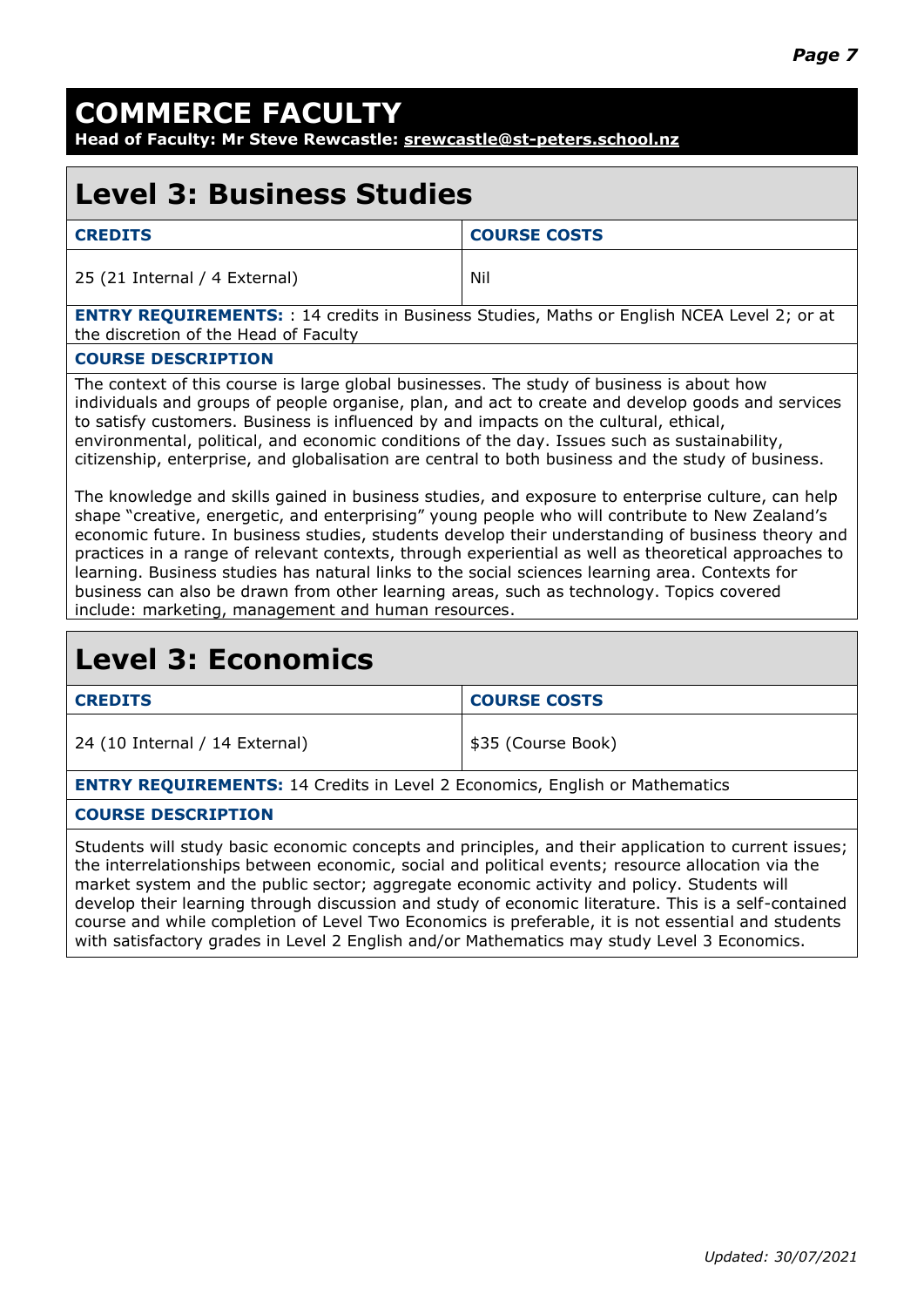# COMMERCE FACULTY

**Head of Faculty: Mr Steve Rewcastle: srewcastle@st-peters.school.nz**

## Level 3: Business Studies

| CREDITS | COURSE COSTS |
|---|---|
| 25 (21 Internal / 4 External) | Nil |

**ENTRY REQUIREMENTS:** : 14 credits in Business Studies, Maths or English NCEA Level 2; or at the discretion of the Head of Faculty

**COURSE DESCRIPTION**

The context of this course is large global businesses. The study of business is about how individuals and groups of people organise, plan, and act to create and develop goods and services to satisfy customers. Business is influenced by and impacts on the cultural, ethical, environmental, political, and economic conditions of the day. Issues such as sustainability, citizenship, enterprise, and globalisation are central to both business and the study of business.

The knowledge and skills gained in business studies, and exposure to enterprise culture, can help shape "creative, energetic, and enterprising" young people who will contribute to New Zealand's economic future. In business studies, students develop their understanding of business theory and practices in a range of relevant contexts, through experiential as well as theoretical approaches to learning. Business studies has natural links to the social sciences learning area. Contexts for business can also be drawn from other learning areas, such as technology. Topics covered include: marketing, management and human resources.

## Level 3: Economics

| CREDITS | COURSE COSTS |
|---|---|
| 24 (10 Internal / 14 External) | $35 (Course Book) |

**ENTRY REQUIREMENTS:** 14 Credits in Level 2 Economics, English or Mathematics

**COURSE DESCRIPTION**

Students will study basic economic concepts and principles, and their application to current issues; the interrelationships between economic, social and political events; resource allocation via the market system and the public sector; aggregate economic activity and policy. Students will develop their learning through discussion and study of economic literature. This is a self-contained course and while completion of Level Two Economics is preferable, it is not essential and students with satisfactory grades in Level 2 English and/or Mathematics may study Level 3 Economics.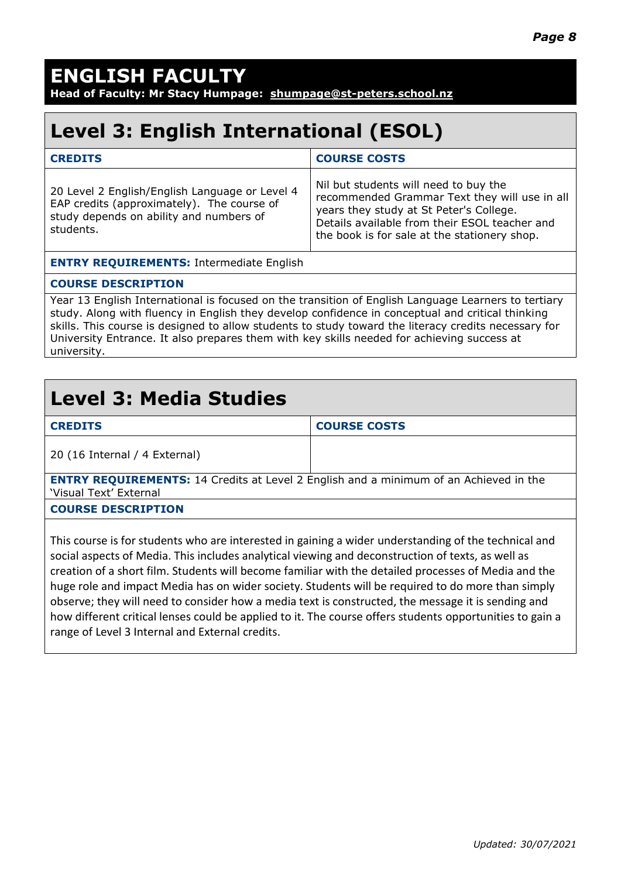# ENGLISH FACULTY

**Head of Faculty: Mr Stacy Humpage: shumpage@st-peters.school.nz**

## Level 3: English International (ESOL)

| CREDITS | COURSE COSTS |
|---|---|
| 20 Level 2 English/English Language or Level 4 EAP credits (approximately). The course of study depends on ability and numbers of students. | Nil but students will need to buy the recommended Grammar Text they will use in all years they study at St Peter's College. Details available from their ESOL teacher and the book is for sale at the stationery shop. |

**ENTRY REQUIREMENTS:** Intermediate English

**COURSE DESCRIPTION**

Year 13 English International is focused on the transition of English Language Learners to tertiary study. Along with fluency in English they develop confidence in conceptual and critical thinking skills. This course is designed to allow students to study toward the literacy credits necessary for University Entrance. It also prepares them with key skills needed for achieving success at university.

## Level 3: Media Studies

| CREDITS | COURSE COSTS |
|---|---|
| 20 (16 Internal / 4 External) | |

**ENTRY REQUIREMENTS:** 14 Credits at Level 2 English and a minimum of an Achieved in the 'Visual Text' External

**COURSE DESCRIPTION**

This course is for students who are interested in gaining a wider understanding of the technical and social aspects of Media. This includes analytical viewing and deconstruction of texts, as well as creation of a short film. Students will become familiar with the detailed processes of Media and the huge role and impact Media has on wider society. Students will be required to do more than simply observe; they will need to consider how a media text is constructed, the message it is sending and how different critical lenses could be applied to it. The course offers students opportunities to gain a range of Level 3 Internal and External credits.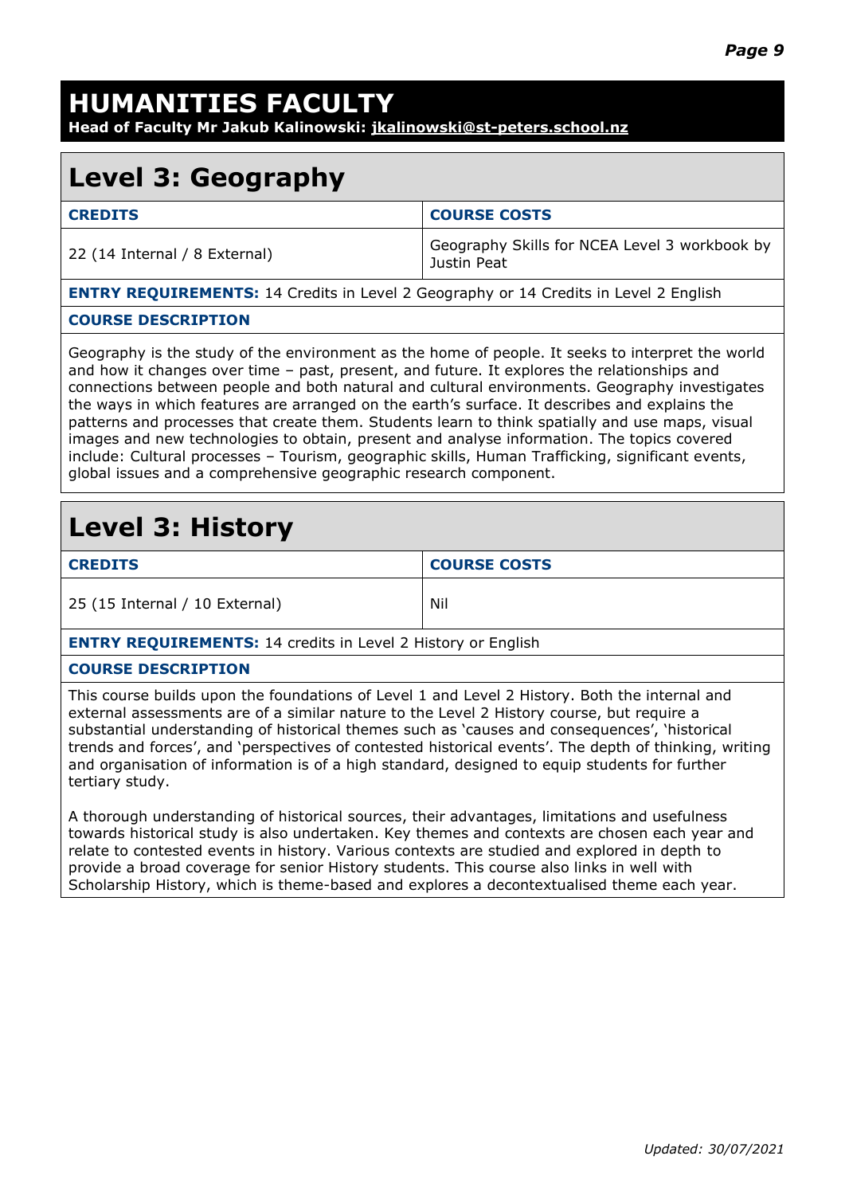# HUMANITIES FACULTY

**Head of Faculty Mr Jakub Kalinowski: jkalinowski@st-peters.school.nz**

## Level 3: Geography

| CREDITS | COURSE COSTS |
|---|---|
| 22 (14 Internal / 8 External) | Geography Skills for NCEA Level 3 workbook by Justin Peat |

**ENTRY REQUIREMENTS:** 14 Credits in Level 2 Geography or 14 Credits in Level 2 English

**COURSE DESCRIPTION**

Geography is the study of the environment as the home of people. It seeks to interpret the world and how it changes over time – past, present, and future. It explores the relationships and connections between people and both natural and cultural environments. Geography investigates the ways in which features are arranged on the earth's surface. It describes and explains the patterns and processes that create them. Students learn to think spatially and use maps, visual images and new technologies to obtain, present and analyse information. The topics covered include: Cultural processes – Tourism, geographic skills, Human Trafficking, significant events, global issues and a comprehensive geographic research component.

## Level 3: History

| CREDITS | COURSE COSTS |
|---|---|
| 25 (15 Internal / 10 External) | Nil |

**ENTRY REQUIREMENTS:** 14 credits in Level 2 History or English

**COURSE DESCRIPTION**

This course builds upon the foundations of Level 1 and Level 2 History. Both the internal and external assessments are of a similar nature to the Level 2 History course, but require a substantial understanding of historical themes such as 'causes and consequences', 'historical trends and forces', and 'perspectives of contested historical events'. The depth of thinking, writing and organisation of information is of a high standard, designed to equip students for further tertiary study.

A thorough understanding of historical sources, their advantages, limitations and usefulness towards historical study is also undertaken. Key themes and contexts are chosen each year and relate to contested events in history. Various contexts are studied and explored in depth to provide a broad coverage for senior History students. This course also links in well with Scholarship History, which is theme-based and explores a decontextualised theme each year.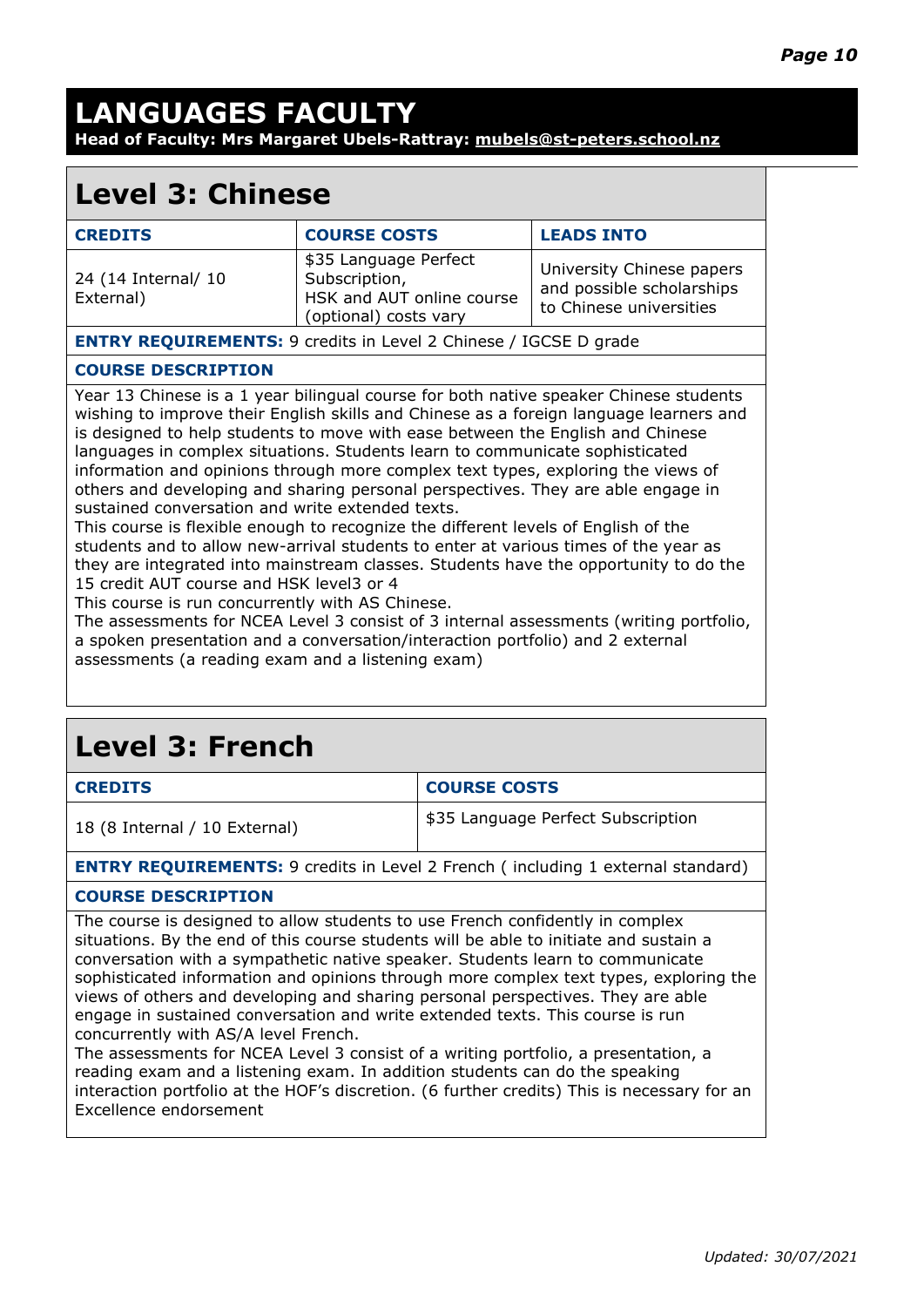# LANGUAGES FACULTY

**Head of Faculty: Mrs Margaret Ubels-Rattray: mubels@st-peters.school.nz**

## Level 3: Chinese

| CREDITS | COURSE COSTS | LEADS INTO |
|---|---|---|
| 24 (14 Internal/ 10 External) | $35 Language Perfect Subscription, HSK and AUT online course (optional) costs vary | University Chinese papers and possible scholarships to Chinese universities |

**ENTRY REQUIREMENTS:** 9 credits in Level 2 Chinese / IGCSE D grade

**COURSE DESCRIPTION**

Year 13 Chinese is a 1 year bilingual course for both native speaker Chinese students wishing to improve their English skills and Chinese as a foreign language learners and is designed to help students to move with ease between the English and Chinese languages in complex situations. Students learn to communicate sophisticated information and opinions through more complex text types, exploring the views of others and developing and sharing personal perspectives. They are able engage in sustained conversation and write extended texts.

This course is flexible enough to recognize the different levels of English of the students and to allow new-arrival students to enter at various times of the year as they are integrated into mainstream classes. Students have the opportunity to do the 15 credit AUT course and HSK level3 or 4

This course is run concurrently with AS Chinese.

The assessments for NCEA Level 3 consist of 3 internal assessments (writing portfolio, a spoken presentation and a conversation/interaction portfolio) and 2 external assessments (a reading exam and a listening exam)

## Level 3: French

| CREDITS | COURSE COSTS |
|---|---|
| 18 (8 Internal / 10 External) | $35 Language Perfect Subscription |

**ENTRY REQUIREMENTS:** 9 credits in Level 2 French ( including 1 external standard)

**COURSE DESCRIPTION**

The course is designed to allow students to use French confidently in complex situations. By the end of this course students will be able to initiate and sustain a conversation with a sympathetic native speaker. Students learn to communicate sophisticated information and opinions through more complex text types, exploring the views of others and developing and sharing personal perspectives. They are able engage in sustained conversation and write extended texts. This course is run concurrently with AS/A level French.

The assessments for NCEA Level 3 consist of a writing portfolio, a presentation, a reading exam and a listening exam. In addition students can do the speaking interaction portfolio at the HOF's discretion. (6 further credits) This is necessary for an Excellence endorsement

*Updated: 30/07/2021*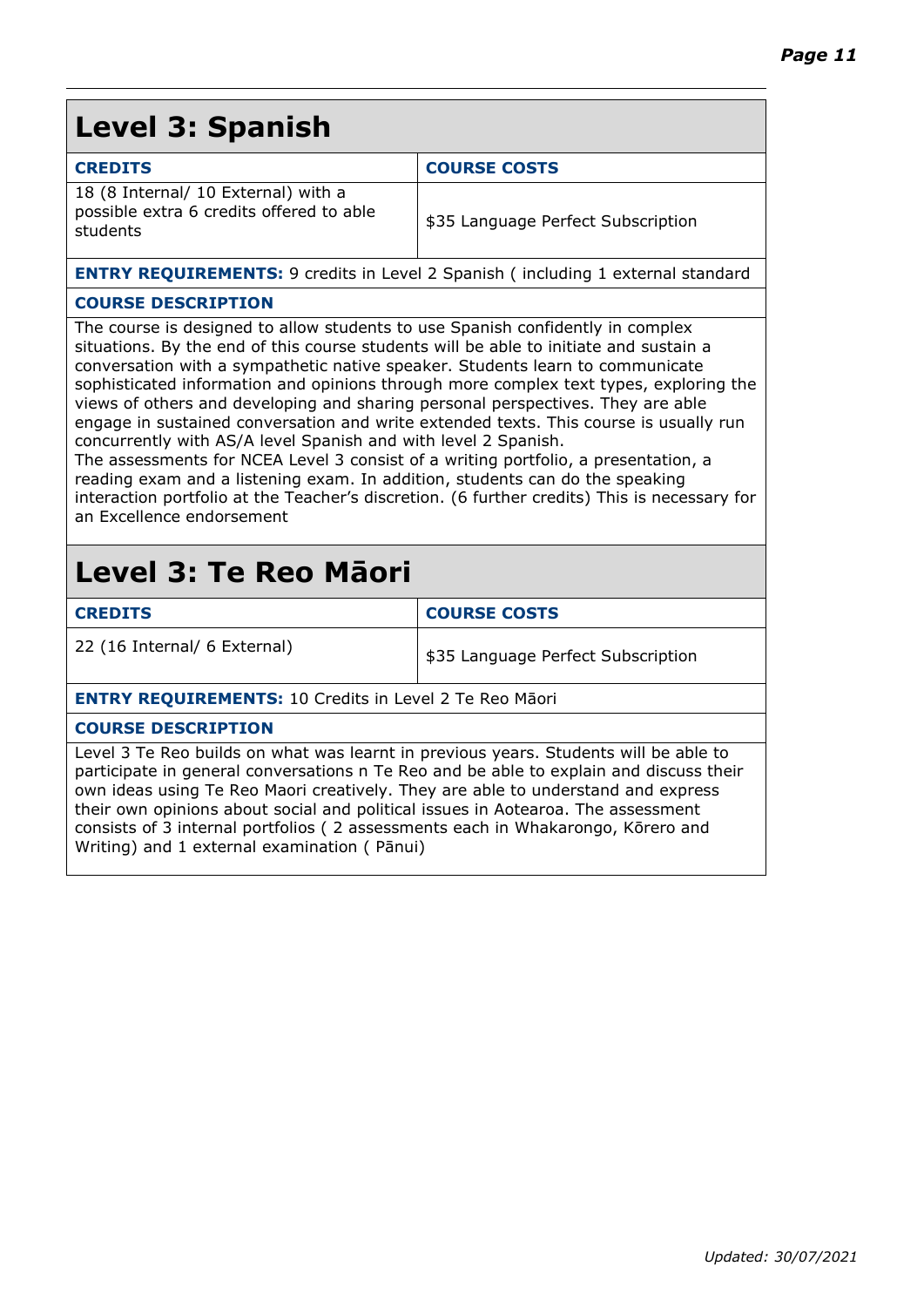## Level 3: Spanish

| **CREDITS** | **COURSE COSTS** |
|---|---|
| 18 (8 Internal/ 10 External) with a possible extra 6 credits offered to able students | $35 Language Perfect Subscription |

**ENTRY REQUIREMENTS:** 9 credits in Level 2 Spanish ( including 1 external standard

**COURSE DESCRIPTION**

The course is designed to allow students to use Spanish confidently in complex situations. By the end of this course students will be able to initiate and sustain a conversation with a sympathetic native speaker. Students learn to communicate sophisticated information and opinions through more complex text types, exploring the views of others and developing and sharing personal perspectives. They are able engage in sustained conversation and write extended texts. This course is usually run concurrently with AS/A level Spanish and with level 2 Spanish.
The assessments for NCEA Level 3 consist of a writing portfolio, a presentation, a reading exam and a listening exam. In addition, students can do the speaking interaction portfolio at the Teacher's discretion. (6 further credits) This is necessary for an Excellence endorsement

## Level 3: Te Reo Māori

| **CREDITS** | **COURSE COSTS** |
|---|---|
| 22 (16 Internal/ 6 External) | $35 Language Perfect Subscription |

**ENTRY REQUIREMENTS:** 10 Credits in Level 2 Te Reo Māori

**COURSE DESCRIPTION**

Level 3 Te Reo builds on what was learnt in previous years. Students will be able to participate in general conversations n Te Reo and be able to explain and discuss their own ideas using Te Reo Maori creatively. They are able to understand and express their own opinions about social and political issues in Aotearoa. The assessment consists of 3 internal portfolios ( 2 assessments each in Whakarongo, Kōrero and Writing) and 1 external examination ( Pānui)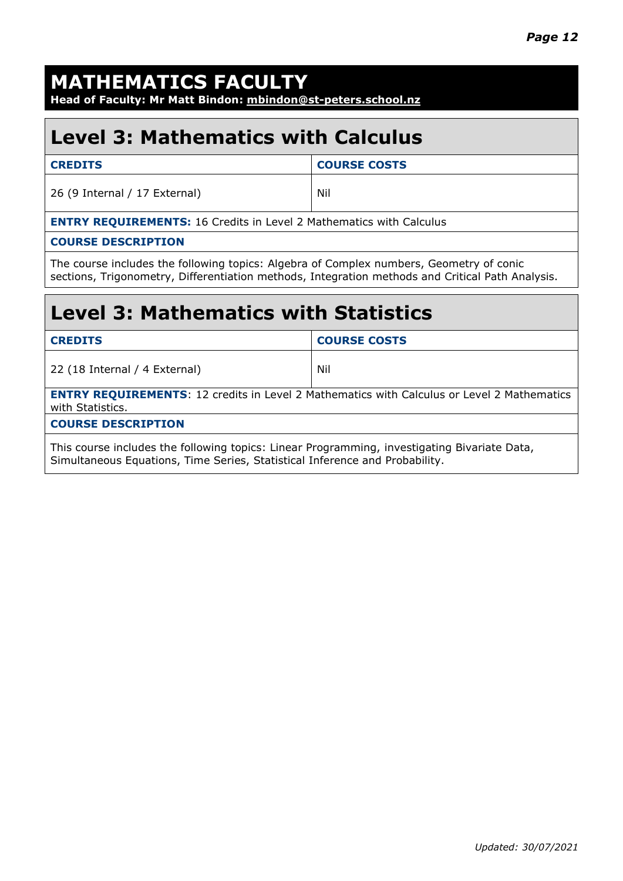# MATHEMATICS FACULTY

**Head of Faculty: Mr Matt Bindon: mbindon@st-peters.school.nz**

## Level 3: Mathematics with Calculus

| **CREDITS** | **COURSE COSTS** |
|---|---|
| 26 (9 Internal / 17 External) | Nil |

**ENTRY REQUIREMENTS:** 16 Credits in Level 2 Mathematics with Calculus

**COURSE DESCRIPTION**

The course includes the following topics: Algebra of Complex numbers, Geometry of conic sections, Trigonometry, Differentiation methods, Integration methods and Critical Path Analysis.

## Level 3: Mathematics with Statistics

| **CREDITS** | **COURSE COSTS** |
|---|---|
| 22 (18 Internal / 4 External) | Nil |

**ENTRY REQUIREMENTS**: 12 credits in Level 2 Mathematics with Calculus or Level 2 Mathematics with Statistics.

**COURSE DESCRIPTION**

This course includes the following topics: Linear Programming, investigating Bivariate Data, Simultaneous Equations, Time Series, Statistical Inference and Probability.

*Updated: 30/07/2021*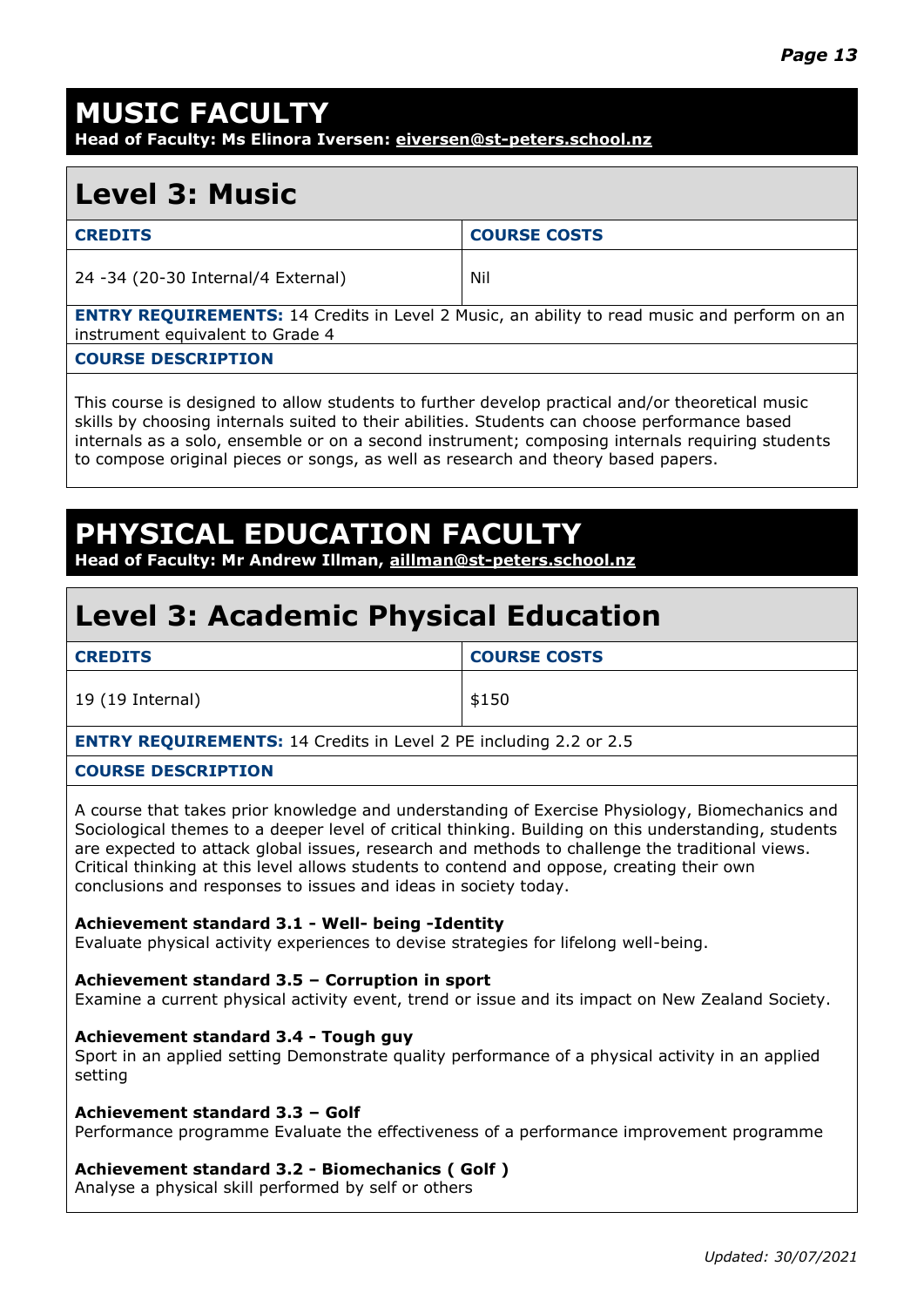# MUSIC FACULTY

**Head of Faculty: Ms Elinora Iversen: eiversen@st-peters.school.nz**

## Level 3: Music

| CREDITS | COURSE COSTS |
|---|---|
| 24 -34 (20-30 Internal/4 External) | Nil |

**ENTRY REQUIREMENTS:** 14 Credits in Level 2 Music, an ability to read music and perform on an instrument equivalent to Grade 4

**COURSE DESCRIPTION**

This course is designed to allow students to further develop practical and/or theoretical music skills by choosing internals suited to their abilities. Students can choose performance based internals as a solo, ensemble or on a second instrument; composing internals requiring students to compose original pieces or songs, as well as research and theory based papers.

# PHYSICAL EDUCATION FACULTY

**Head of Faculty: Mr Andrew Illman, aillman@st-peters.school.nz**

## Level 3: Academic Physical Education

| CREDITS | COURSE COSTS |
|---|---|
| 19 (19 Internal) | $150 |

**ENTRY REQUIREMENTS:** 14 Credits in Level 2 PE including 2.2 or 2.5

**COURSE DESCRIPTION**

A course that takes prior knowledge and understanding of Exercise Physiology, Biomechanics and Sociological themes to a deeper level of critical thinking. Building on this understanding, students are expected to attack global issues, research and methods to challenge the traditional views. Critical thinking at this level allows students to contend and oppose, creating their own conclusions and responses to issues and ideas in society today.

**Achievement standard 3.1 - Well- being -Identity**
Evaluate physical activity experiences to devise strategies for lifelong well-being.

**Achievement standard 3.5 – Corruption in sport**
Examine a current physical activity event, trend or issue and its impact on New Zealand Society.

**Achievement standard 3.4 - Tough guy**
Sport in an applied setting Demonstrate quality performance of a physical activity in an applied setting

**Achievement standard 3.3 – Golf**
Performance programme Evaluate the effectiveness of a performance improvement programme

**Achievement standard 3.2 - Biomechanics ( Golf )**
Analyse a physical skill performed by self or others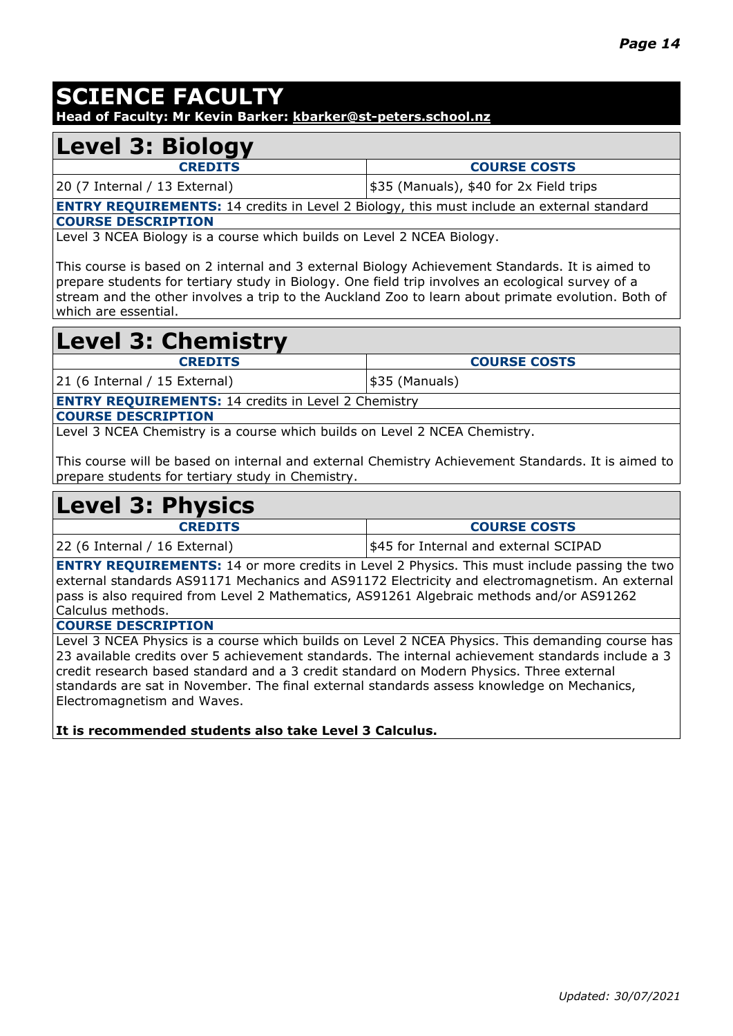# SCIENCE FACULTY

**Head of Faculty: Mr Kevin Barker: kbarker@st-peters.school.nz**

## Level 3: Biology

| CREDITS | COURSE COSTS |
| --- | --- |
| 20 (7 Internal / 13 External) | $35 (Manuals), $40 for 2x Field trips |

**ENTRY REQUIREMENTS:** 14 credits in Level 2 Biology, this must include an external standard

**COURSE DESCRIPTION**

Level 3 NCEA Biology is a course which builds on Level 2 NCEA Biology.

This course is based on 2 internal and 3 external Biology Achievement Standards. It is aimed to prepare students for tertiary study in Biology. One field trip involves an ecological survey of a stream and the other involves a trip to the Auckland Zoo to learn about primate evolution. Both of which are essential.

## Level 3: Chemistry

| CREDITS | COURSE COSTS |
| --- | --- |
| 21 (6 Internal / 15 External) | $35 (Manuals) |

**ENTRY REQUIREMENTS:** 14 credits in Level 2 Chemistry

**COURSE DESCRIPTION**

Level 3 NCEA Chemistry is a course which builds on Level 2 NCEA Chemistry.

This course will be based on internal and external Chemistry Achievement Standards. It is aimed to prepare students for tertiary study in Chemistry.

## Level 3: Physics

| CREDITS | COURSE COSTS |
| --- | --- |
| 22 (6 Internal / 16 External) | $45 for Internal and external SCIPAD |

**ENTRY REQUIREMENTS:** 14 or more credits in Level 2 Physics. This must include passing the two external standards AS91171 Mechanics and AS91172 Electricity and electromagnetism. An external pass is also required from Level 2 Mathematics, AS91261 Algebraic methods and/or AS91262 Calculus methods.

**COURSE DESCRIPTION**

Level 3 NCEA Physics is a course which builds on Level 2 NCEA Physics. This demanding course has 23 available credits over 5 achievement standards. The internal achievement standards include a 3 credit research based standard and a 3 credit standard on Modern Physics. Three external standards are sat in November. The final external standards assess knowledge on Mechanics, Electromagnetism and Waves.

**It is recommended students also take Level 3 Calculus.**

*Updated: 30/07/2021*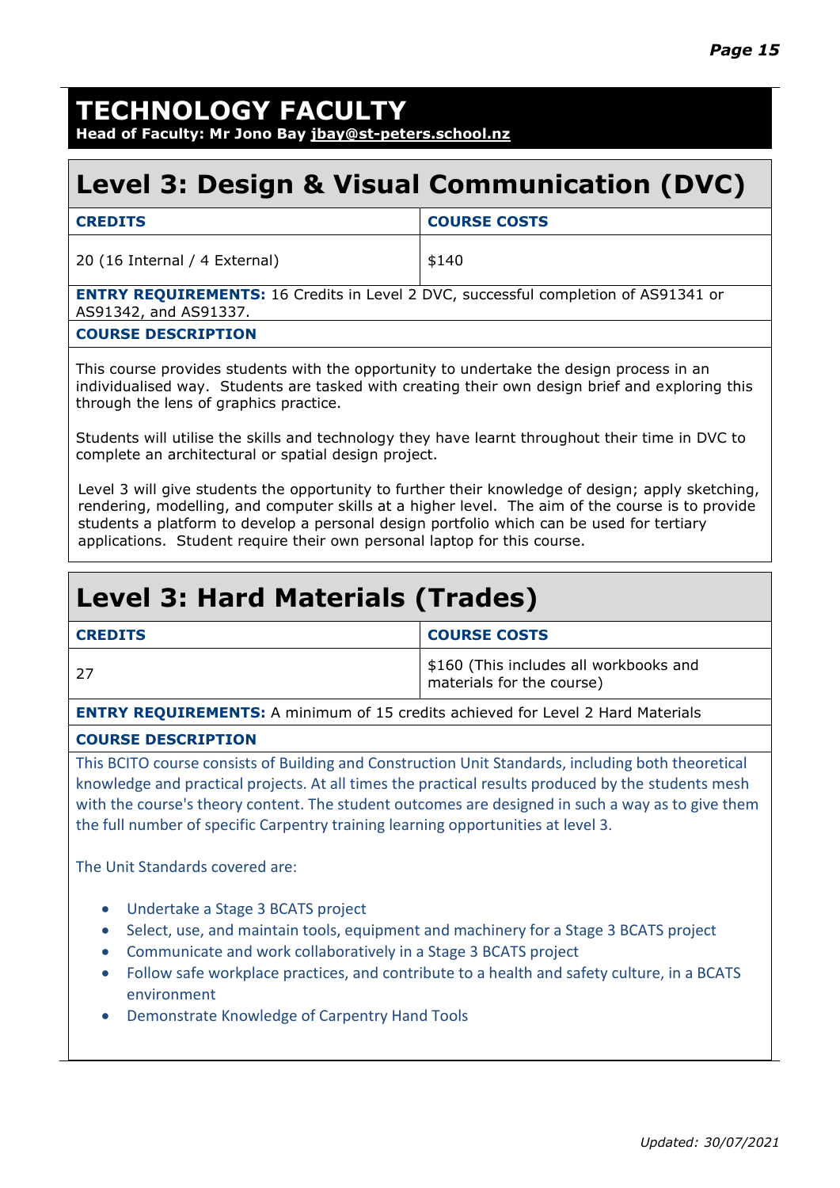# TECHNOLOGY FACULTY

**Head of Faculty: Mr Jono Bay jbay@st-peters.school.nz**

## Level 3: Design & Visual Communication (DVC)

| CREDITS | COURSE COSTS |
|---|---|
| 20 (16 Internal / 4 External) | $140 |

**ENTRY REQUIREMENTS:** 16 Credits in Level 2 DVC, successful completion of AS91341 or AS91342, and AS91337.

**COURSE DESCRIPTION**

This course provides students with the opportunity to undertake the design process in an individualised way. Students are tasked with creating their own design brief and exploring this through the lens of graphics practice.

Students will utilise the skills and technology they have learnt throughout their time in DVC to complete an architectural or spatial design project.

Level 3 will give students the opportunity to further their knowledge of design; apply sketching, rendering, modelling, and computer skills at a higher level. The aim of the course is to provide students a platform to develop a personal design portfolio which can be used for tertiary applications. Student require their own personal laptop for this course.

## Level 3: Hard Materials (Trades)

| CREDITS | COURSE COSTS |
|---|---|
| 27 | $160 (This includes all workbooks and materials for the course) |

**ENTRY REQUIREMENTS:** A minimum of 15 credits achieved for Level 2 Hard Materials

**COURSE DESCRIPTION**

This BCITO course consists of Building and Construction Unit Standards, including both theoretical knowledge and practical projects. At all times the practical results produced by the students mesh with the course's theory content. The student outcomes are designed in such a way as to give them the full number of specific Carpentry training learning opportunities at level 3.

The Unit Standards covered are:

- Undertake a Stage 3 BCATS project
- Select, use, and maintain tools, equipment and machinery for a Stage 3 BCATS project
- Communicate and work collaboratively in a Stage 3 BCATS project
- Follow safe workplace practices, and contribute to a health and safety culture, in a BCATS environment
- Demonstrate Knowledge of Carpentry Hand Tools

*Updated: 30/07/2021*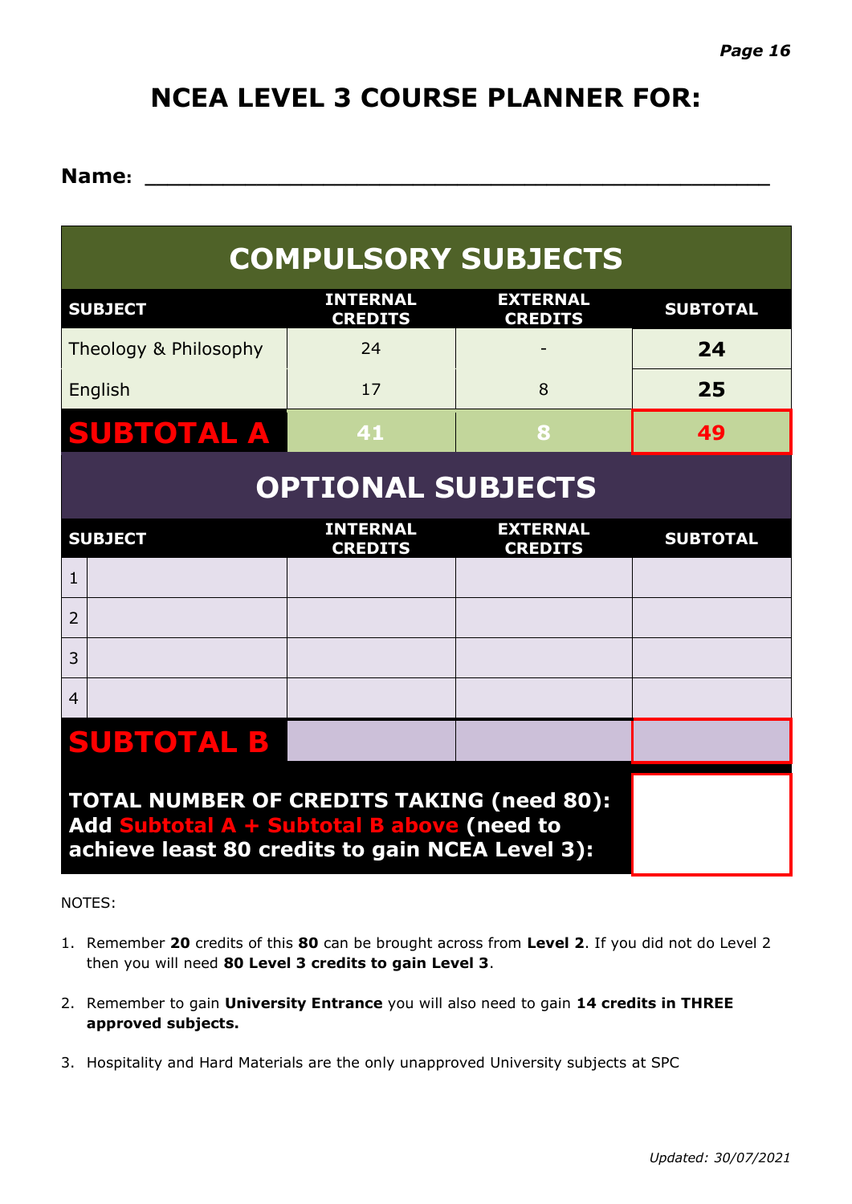# NCEA LEVEL 3 COURSE PLANNER FOR:

**Name:** ____________________________________________

| COMPULSORY SUBJECTS | | | |
|---|---|---|---|
| **SUBJECT** | **INTERNAL CREDITS** | **EXTERNAL CREDITS** | **SUBTOTAL** |
| Theology & Philosophy | 24 | - | **24** |
| English | 17 | 8 | **25** |
| **SUBTOTAL A** | **41** | **8** | **49** |

| OPTIONAL SUBJECTS | | | | |
|---|---|---|---|---|
| **SUBJECT** | | **INTERNAL CREDITS** | **EXTERNAL CREDITS** | **SUBTOTAL** |
| 1 | | | | |
| 2 | | | | |
| 3 | | | | |
| 4 | | | | |
| **SUBTOTAL B** | | | | |

| | |
|---|---|
| **TOTAL NUMBER OF CREDITS TAKING (need 80): Add Subtotal A + Subtotal B above (need to achieve least 80 credits to gain NCEA Level 3):** | |

NOTES:

1. Remember **20** credits of this **80** can be brought across from **Level 2**. If you did not do Level 2 then you will need **80 Level 3 credits to gain Level 3**.
2. Remember to gain **University Entrance** you will also need to gain **14 credits in THREE approved subjects.**
3. Hospitality and Hard Materials are the only unapproved University subjects at SPC

*Updated: 30/07/2021*